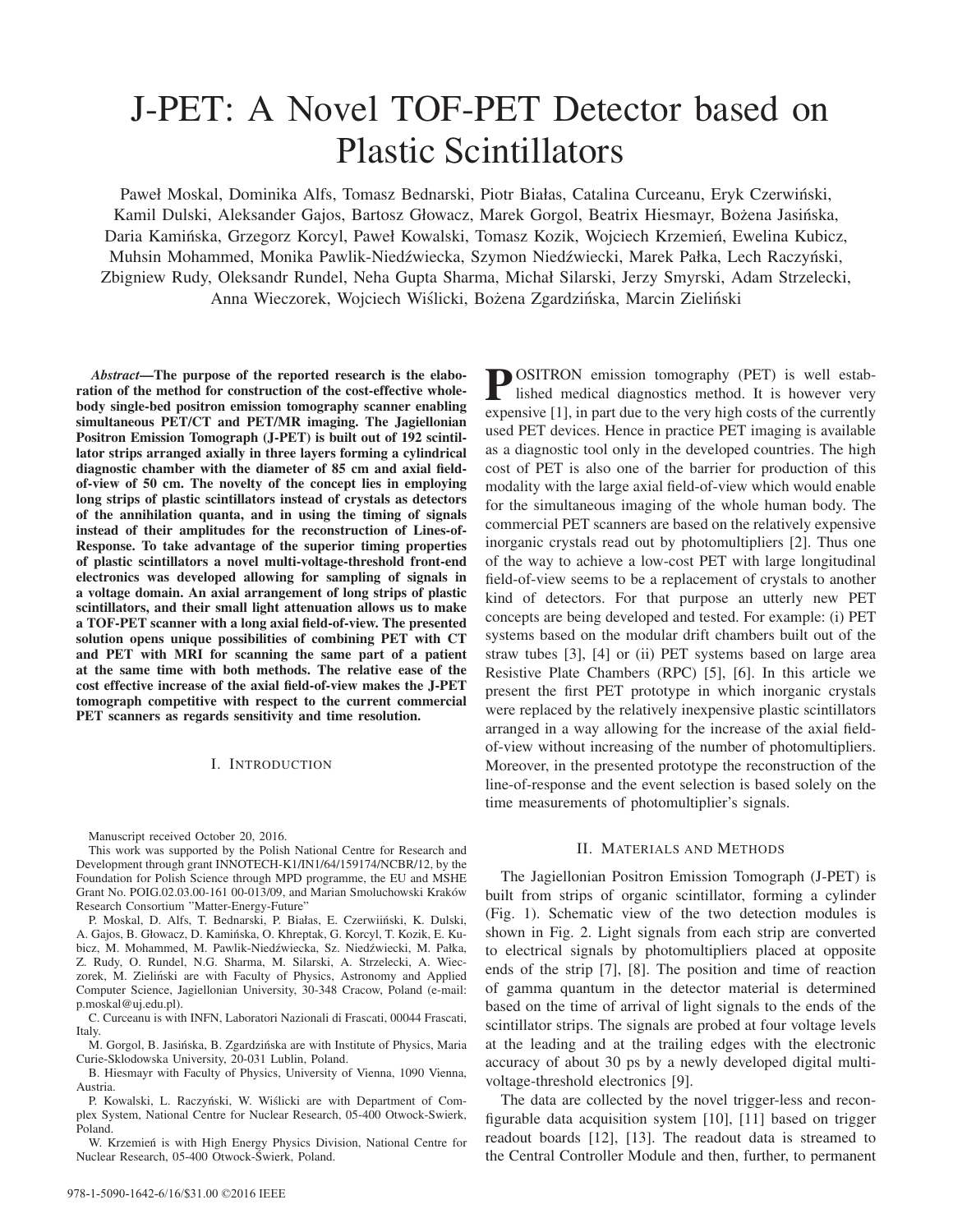# J-PET: A Novel TOF-PET Detector based on Plastic Scintillators

Paweł Moskal, Dominika Alfs, Tomasz Bednarski, Piotr Białas, Catalina Curceanu, Eryk Czerwiński, Kamil Dulski, Aleksander Gajos, Bartosz Głowacz, Marek Gorgol, Beatrix Hiesmayr, Bożena Jasińska, Daria Kamińska, Grzegorz Korcyl, Paweł Kowalski, Tomasz Kozik, Wojciech Krzemień, Ewelina Kubicz, Muhsin Mohammed, Monika Pawlik-Niedźwiecka, Szymon Niedźwiecki, Marek Pałka, Lech Raczyński, Zbigniew Rudy, Oleksandr Rundel, Neha Gupta Sharma, Michał Silarski, Jerzy Smyrski, Adam Strzelecki, Anna Wieczorek, Wojciech Wiślicki, Bożena Zgardzińska, Marcin Zieliński

***Abstract*—The purpose of the reported research is the elaboration of the method for construction of the cost-effective whole-body single-bed positron emission tomography scanner enabling simultaneous PET/CT and PET/MR imaging. The Jagiellonian Positron Emission Tomograph (J-PET) is built out of 192 scintillator strips arranged axially in three layers forming a cylindrical diagnostic chamber with the diameter of 85 cm and axial field-of-view of 50 cm. The novelty of the concept lies in employing long strips of plastic scintillators instead of crystals as detectors of the annihilation quanta, and in using the timing of signals instead of their amplitudes for the reconstruction of Lines-of-Response. To take advantage of the superior timing properties of plastic scintillators a novel multi-voltage-threshold front-end electronics was developed allowing for sampling of signals in a voltage domain. An axial arrangement of long strips of plastic scintillators, and their small light attenuation allows us to make a TOF-PET scanner with a long axial field-of-view. The presented solution opens unique possibilities of combining PET with CT and PET with MRI for scanning the same part of a patient at the same time with both methods. The relative ease of the cost effective increase of the axial field-of-view makes the J-PET tomograph competitive with respect to the current commercial PET scanners as regards sensitivity and time resolution.**

## I. Introduction

Positron emission tomography (PET) is well established medical diagnostics method. It is however very expensive [1], in part due to the very high costs of the currently used PET devices. Hence in practice PET imaging is available as a diagnostic tool only in the developed countries. The high cost of PET is also one of the barrier for production of this modality with the large axial field-of-view which would enable for the simultaneous imaging of the whole human body. The commercial PET scanners are based on the relatively expensive inorganic crystals read out by photomultipliers [2]. Thus one of the way to achieve a low-cost PET with large longitudinal field-of-view seems to be a replacement of crystals to another kind of detectors. For that purpose an utterly new PET concepts are being developed and tested. For example: (i) PET systems based on the modular drift chambers built out of the straw tubes [3], [4] or (ii) PET systems based on large area Resistive Plate Chambers (RPC) [5], [6]. In this article we present the first PET prototype in which inorganic crystals were replaced by the relatively inexpensive plastic scintillators arranged in a way allowing for the increase of the axial field-of-view without increasing of the number of photomultipliers. Moreover, in the presented prototype the reconstruction of the line-of-response and the event selection is based solely on the time measurements of photomultiplier's signals.

Manuscript received October 20, 2016.

This work was supported by the Polish National Centre for Research and Development through grant INNOTECH-K1/IN1/64/159174/NCBR/12, by the Foundation for Polish Science through MPD programme, the EU and MSHE Grant No. POIG.02.03.00-161 00-013/09, and Marian Smoluchowski Kraków Research Consortium "Matter-Energy-Future"

P. Moskal, D. Alfs, T. Bednarski, P. Białas, E. Czerwiiński, K. Dulski, A. Gajos, B. Głowacz, D. Kamińska, O. Khreptak, G. Korcyl, T. Kozik, E. Kubicz, M. Mohammed, M. Pawlik-Niedźwiecka, Sz. Niedźwiecki, M. Pałka, Z. Rudy, O. Rundel, N.G. Sharma, M. Silarski, A. Strzelecki, A. Wieczorek, M. Zieliński are with Faculty of Physics, Astronomy and Applied Computer Science, Jagiellonian University, 30-348 Cracow, Poland (e-mail: p.moskal@uj.edu.pl).

C. Curceanu is with INFN, Laboratori Nazionali di Frascati, 00044 Frascati, Italy.

M. Gorgol, B. Jasińska, B. Zgardzińska are with Institute of Physics, Maria Curie-Sklodowska University, 20-031 Lublin, Poland.

B. Hiesmayr with Faculty of Physics, University of Vienna, 1090 Vienna, Austria.

P. Kowalski, L. Raczyński, W. Wiślicki are with Department of Complex System, National Centre for Nuclear Research, 05-400 Otwock-Swierk, Poland.

W. Krzemień is with High Energy Physics Division, National Centre for Nuclear Research, 05-400 Otwock-Świerk, Poland.

## II. Materials and Methods

The Jagiellonian Positron Emission Tomograph (J-PET) is built from strips of organic scintillator, forming a cylinder (Fig. 1). Schematic view of the two detection modules is shown in Fig. 2. Light signals from each strip are converted to electrical signals by photomultipliers placed at opposite ends of the strip [7], [8]. The position and time of reaction of gamma quantum in the detector material is determined based on the time of arrival of light signals to the ends of the scintillator strips. The signals are probed at four voltage levels at the leading and at the trailing edges with the electronic accuracy of about 30 ps by a newly developed digital multi-voltage-threshold electronics [9].

The data are collected by the novel trigger-less and reconfigurable data acquisition system [10], [11] based on trigger readout boards [12], [13]. The readout data is streamed to the Central Controller Module and then, further, to permanent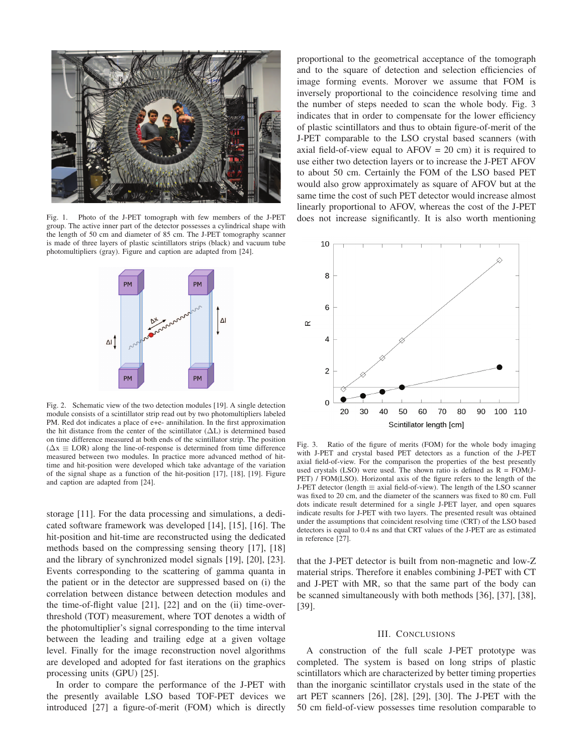Fig. 1. Photo of the J-PET tomograph with few members of the J-PET group. The active inner part of the detector possesses a cylindrical shape with the length of 50 cm and diameter of 85 cm. The J-PET tomography scanner is made of three layers of plastic scintillators strips (black) and vacuum tube photomultipliers (gray). Figure and caption are adapted from [24].

Fig. 2. Schematic view of the two detection modules [19]. A single detection module consists of a scintillator strip read out by two photomultipliers labeled PM. Red dot indicates a place of e+e- annihilation. In the first approximation the hit distance from the center of the scintillator ($\Delta$L) is determined based on time difference measured at both ends of the scintillator strip. The position ($\Delta x \equiv$ LOR) along the line-of-response is determined from time difference measured between two modules. In practice more advanced method of hit-time and hit-position were developed which take advantage of the variation of the signal shape as a function of the hit-position [17], [18], [19]. Figure and caption are adapted from [24].

storage [11]. For the data processing and simulations, a dedicated software framework was developed [14], [15], [16]. The hit-position and hit-time are reconstructed using the dedicated methods based on the compressing sensing theory [17], [18] and the library of synchronized model signals [19], [20], [23]. Events corresponding to the scattering of gamma quanta in the patient or in the detector are suppressed based on (i) the correlation between distance between detection modules and the time-of-flight value [21], [22] and on the (ii) time-over-threshold (TOT) measurement, where TOT denotes a width of the photomultiplier's signal corresponding to the time interval between the leading and trailing edge at a given voltage level. Finally for the image reconstruction novel algorithms are developed and adopted for fast iterations on the graphics processing units (GPU) [25].

In order to compare the performance of the J-PET with the presently available LSO based TOF-PET devices we introduced [27] a figure-of-merit (FOM) which is directly proportional to the geometrical acceptance of the tomograph and to the square of detection and selection efficiencies of image forming events. Morover we assume that FOM is inversely proportional to the coincidence resolving time and the number of steps needed to scan the whole body. Fig. 3 indicates that in order to compensate for the lower efficiency of plastic scintillators and thus to obtain figure-of-merit of the J-PET comparable to the LSO crystal based scanners (with axial field-of-view equal to AFOV = 20 cm) it is required to use either two detection layers or to increase the J-PET AFOV to about 50 cm. Certainly the FOM of the LSO based PET would also grow approximately as square of AFOV but at the same time the cost of such PET detector would increase almost linearly proportional to AFOV, whereas the cost of the J-PET does not increase significantly. It is also worth mentioning

Fig. 3. Ratio of the figure of merits (FOM) for the whole body imaging with J-PET and crystal based PET detectors as a function of the J-PET axial field-of-view. For the comparison the properties of the best presently used crystals (LSO) were used. The shown ratio is defined as R = FOM(J-PET) / FOM(LSO). Horizontal axis of the figure refers to the length of the J-PET detector (length $\equiv$ axial field-of-view). The length of the LSO scanner was fixed to 20 cm, and the diameter of the scanners was fixed to 80 cm. Full dots indicate result determined for a single J-PET layer, and open squares indicate results for J-PET with two layers. The presented result was obtained under the assumptions that coincident resolving time (CRT) of the LSO based detectors is equal to 0.4 ns and that CRT values of the J-PET are as estimated in reference [27].

that the J-PET detector is built from non-magnetic and low-Z material strips. Therefore it enables combining J-PET with CT and J-PET with MR, so that the same part of the body can be scanned simultaneously with both methods [36], [37], [38], [39].

## III. Conclusions

A construction of the full scale J-PET prototype was completed. The system is based on long strips of plastic scintillators which are characterized by better timing properties than the inorganic scintillator crystals used in the state of the art PET scanners [26], [28], [29], [30]. The J-PET with the 50 cm field-of-view possesses time resolution comparable to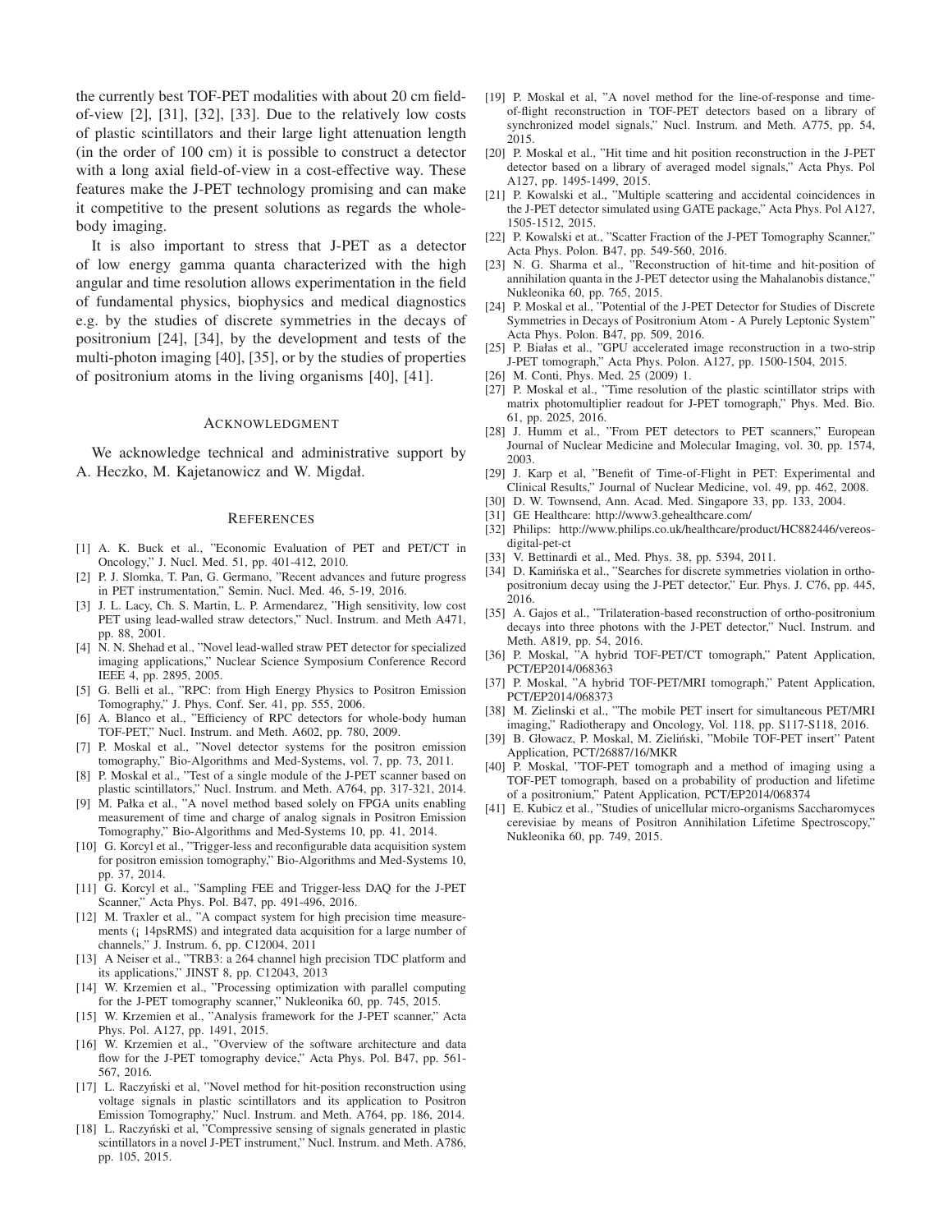the currently best TOF-PET modalities with about 20 cm field-of-view [2], [31], [32], [33]. Due to the relatively low costs of plastic scintillators and their large light attenuation length (in the order of 100 cm) it is possible to construct a detector with a long axial field-of-view in a cost-effective way. These features make the J-PET technology promising and can make it competitive to the present solutions as regards the whole-body imaging.

It is also important to stress that J-PET as a detector of low energy gamma quanta characterized with the high angular and time resolution allows experimentation in the field of fundamental physics, biophysics and medical diagnostics e.g. by the studies of discrete symmetries in the decays of positronium [24], [34], by the development and tests of the multi-photon imaging [40], [35], or by the studies of properties of positronium atoms in the living organisms [40], [41].

## Acknowledgment

We acknowledge technical and administrative support by A. Heczko, M. Kajetanowicz and W. Migdał.

## References

[1] A. K. Buck et al., "Economic Evaluation of PET and PET/CT in Oncology," J. Nucl. Med. 51, pp. 401-412, 2010.

[2] P. J. Slomka, T. Pan, G. Germano, "Recent advances and future progress in PET instrumentation," Semin. Nucl. Med. 46, 5-19, 2016.

[3] J. L. Lacy, Ch. S. Martin, L. P. Armendarez, "High sensitivity, low cost PET using lead-walled straw detectors," Nucl. Instrum. and Meth A471, pp. 88, 2001.

[4] N. N. Shehad et al., "Novel lead-walled straw PET detector for specialized imaging applications," Nuclear Science Symposium Conference Record IEEE 4, pp. 2895, 2005.

[5] G. Belli et al., "RPC: from High Energy Physics to Positron Emission Tomography," J. Phys. Conf. Ser. 41, pp. 555, 2006.

[6] A. Blanco et al., "Efficiency of RPC detectors for whole-body human TOF-PET," Nucl. Instrum. and Meth. A602, pp. 780, 2009.

[7] P. Moskal et al., "Novel detector systems for the positron emission tomography," Bio-Algorithms and Med-Systems, vol. 7, pp. 73, 2011.

[8] P. Moskal et al., "Test of a single module of the J-PET scanner based on plastic scintillators," Nucl. Instrum. and Meth. A764, pp. 317-321, 2014.

[9] M. Pałka et al., "A novel method based solely on FPGA units enabling measurement of time and charge of analog signals in Positron Emission Tomography," Bio-Algorithms and Med-Systems 10, pp. 41, 2014.

[10] G. Korcyl et al., "Trigger-less and reconfigurable data acquisition system for positron emission tomography," Bio-Algorithms and Med-Systems 10, pp. 37, 2014.

[11] G. Korcyl et al., "Sampling FEE and Trigger-less DAQ for the J-PET Scanner," Acta Phys. Pol. B47, pp. 491-496, 2016.

[12] M. Traxler et al., "A compact system for high precision time measurements (¡ 14psRMS) and integrated data acquisition for a large number of channels," J. Instrum. 6, pp. C12004, 2011

[13] A Neiser et al., "TRB3: a 264 channel high precision TDC platform and its applications," JINST 8, pp. C12043, 2013

[14] W. Krzemien et al., "Processing optimization with parallel computing for the J-PET tomography scanner," Nukleonika 60, pp. 745, 2015.

[15] W. Krzemien et al., "Analysis framework for the J-PET scanner," Acta Phys. Pol. A127, pp. 1491, 2015.

[16] W. Krzemien et al., "Overview of the software architecture and data flow for the J-PET tomography device," Acta Phys. Pol. B47, pp. 561-567, 2016.

[17] L. Raczyński et al, "Novel method for hit-position reconstruction using voltage signals in plastic scintillators and its application to Positron Emission Tomography," Nucl. Instrum. and Meth. A764, pp. 186, 2014.

[18] L. Raczyński et al, "Compressive sensing of signals generated in plastic scintillators in a novel J-PET instrument," Nucl. Instrum. and Meth. A786, pp. 105, 2015.

[19] P. Moskal et al, "A novel method for the line-of-response and time-of-flight reconstruction in TOF-PET detectors based on a library of synchronized model signals," Nucl. Instrum. and Meth. A775, pp. 54, 2015.

[20] P. Moskal et al., "Hit time and hit position reconstruction in the J-PET detector based on a library of averaged model signals," Acta Phys. Pol A127, pp. 1495-1499, 2015.

[21] P. Kowalski et al., "Multiple scattering and accidental coincidences in the J-PET detector simulated using GATE package," Acta Phys. Pol A127, 1505-1512, 2015.

[22] P. Kowalski et al., "Scatter Fraction of the J-PET Tomography Scanner," Acta Phys. Polon. B47, pp. 549-560, 2016.

[23] N. G. Sharma et al., "Reconstruction of hit-time and hit-position of annihilation quanta in the J-PET detector using the Mahalanobis distance," Nukleonika 60, pp. 765, 2015.

[24] P. Moskal et al., "Potential of the J-PET Detector for Studies of Discrete Symmetries in Decays of Positronium Atom - A Purely Leptonic System" Acta Phys. Polon. B47, pp. 509, 2016.

[25] P. Białas et al., "GPU accelerated image reconstruction in a two-strip J-PET tomograph," Acta Phys. Polon. A127, pp. 1500-1504, 2015.

[26] M. Conti, Phys. Med. 25 (2009) 1.

[27] P. Moskal et al., "Time resolution of the plastic scintillator strips with matrix photomultiplier readout for J-PET tomograph," Phys. Med. Bio. 61, pp. 2025, 2016.

[28] J. Humm et al., "From PET detectors to PET scanners," European Journal of Nuclear Medicine and Molecular Imaging, vol. 30, pp. 1574, 2003.

[29] J. Karp et al, "Benefit of Time-of-Flight in PET: Experimental and Clinical Results," Journal of Nuclear Medicine, vol. 49, pp. 462, 2008.

[30] D. W. Townsend, Ann. Acad. Med. Singapore 33, pp. 133, 2004.

[31] GE Healthcare: http://www3.gehealthcare.com/

[32] Philips: http://www.philips.co.uk/healthcare/product/HC882446/vereos-digital-pet-ct

[33] V. Bettinardi et al., Med. Phys. 38, pp. 5394, 2011.

[34] D. Kamińska et al., "Searches for discrete symmetries violation in ortho-positronium decay using the J-PET detector," Eur. Phys. J. C76, pp. 445, 2016.

[35] A. Gajos et al., "Trilateration-based reconstruction of ortho-positronium decays into three photons with the J-PET detector," Nucl. Instrum. and Meth. A819, pp. 54, 2016.

[36] P. Moskal, "A hybrid TOF-PET/CT tomograph," Patent Application, PCT/EP2014/068363

[37] P. Moskal, "A hybrid TOF-PET/MRI tomograph," Patent Application, PCT/EP2014/068373

[38] M. Zielinski et al., "The mobile PET insert for simultaneous PET/MRI imaging," Radiotherapy and Oncology, Vol. 118, pp. S117-S118, 2016.

[39] B. Głowacz, P. Moskal, M. Zieliński, "Mobile TOF-PET insert" Patent Application, PCT/26887/16/MKR

[40] P. Moskal, "TOF-PET tomograph and a method of imaging using a TOF-PET tomograph, based on a probability of production and lifetime of a positronium," Patent Application, PCT/EP2014/068374

[41] E. Kubicz et al., "Studies of unicellular micro-organisms Saccharomyces cerevisiae by means of Positron Annihilation Lifetime Spectroscopy," Nukleonika 60, pp. 749, 2015.